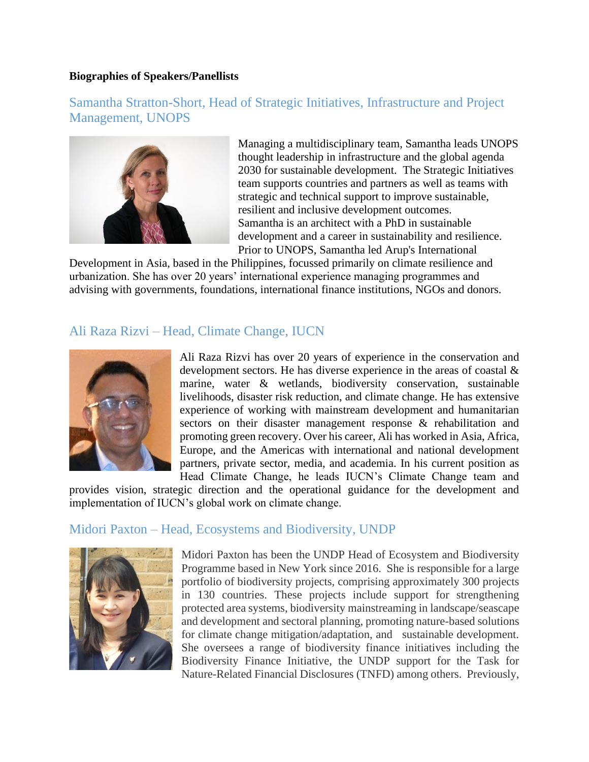**Biographies of Speakers/Panellists**

## Samantha Stratton-Short, Head of Strategic Initiatives, Infrastructure and Project Management, UNOPS

Managing a multidisciplinary team, Samantha leads UNOPS thought leadership in infrastructure and the global agenda 2030 for sustainable development. The Strategic Initiatives team supports countries and partners as well as teams with strategic and technical support to improve sustainable, resilient and inclusive development outcomes. Samantha is an architect with a PhD in sustainable development and a career in sustainability and resilience. Prior to UNOPS, Samantha led Arup's International Development in Asia, based in the Philippines, focussed primarily on climate resilience and urbanization. She has over 20 years' international experience managing programmes and advising with governments, foundations, international finance institutions, NGOs and donors.

## Ali Raza Rizvi – Head, Climate Change, IUCN

Ali Raza Rizvi has over 20 years of experience in the conservation and development sectors. He has diverse experience in the areas of coastal & marine, water & wetlands, biodiversity conservation, sustainable livelihoods, disaster risk reduction, and climate change. He has extensive experience of working with mainstream development and humanitarian sectors on their disaster management response & rehabilitation and promoting green recovery. Over his career, Ali has worked in Asia, Africa, Europe, and the Americas with international and national development partners, private sector, media, and academia. In his current position as Head Climate Change, he leads IUCN's Climate Change team and provides vision, strategic direction and the operational guidance for the development and implementation of IUCN's global work on climate change.

## Midori Paxton – Head, Ecosystems and Biodiversity, UNDP

Midori Paxton has been the UNDP Head of Ecosystem and Biodiversity Programme based in New York since 2016. She is responsible for a large portfolio of biodiversity projects, comprising approximately 300 projects in 130 countries. These projects include support for strengthening protected area systems, biodiversity mainstreaming in landscape/seascape and development and sectoral planning, promoting nature-based solutions for climate change mitigation/adaptation, and sustainable development. She oversees a range of biodiversity finance initiatives including the Biodiversity Finance Initiative, the UNDP support for the Task for Nature-Related Financial Disclosures (TNFD) among others. Previously,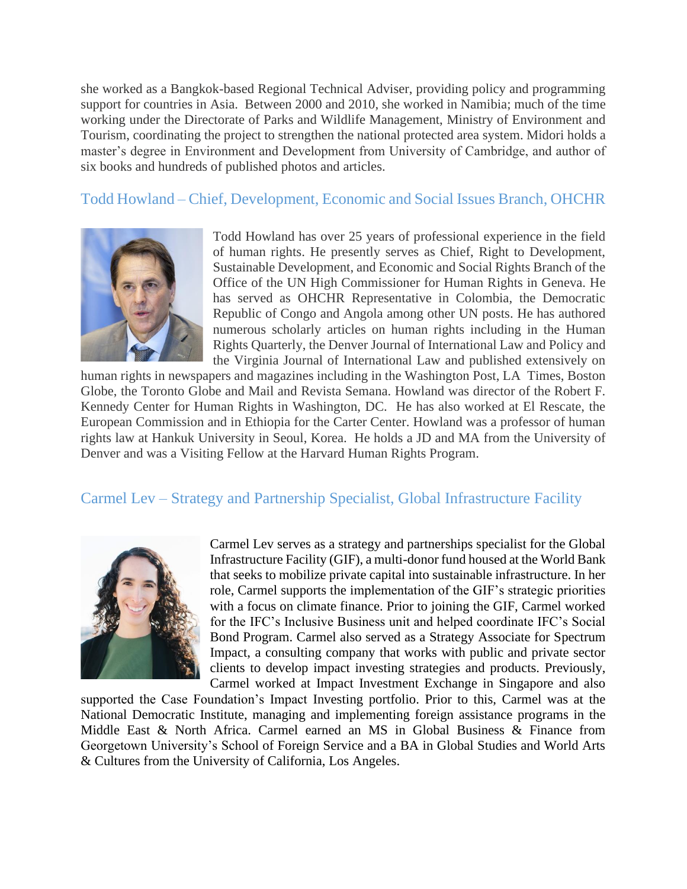she worked as a Bangkok-based Regional Technical Adviser, providing policy and programming support for countries in Asia. Between 2000 and 2010, she worked in Namibia; much of the time working under the Directorate of Parks and Wildlife Management, Ministry of Environment and Tourism, coordinating the project to strengthen the national protected area system. Midori holds a master's degree in Environment and Development from University of Cambridge, and author of six books and hundreds of published photos and articles.

## Todd Howland – Chief, Development, Economic and Social Issues Branch, OHCHR

Todd Howland has over 25 years of professional experience in the field of human rights. He presently serves as Chief, Right to Development, Sustainable Development, and Economic and Social Rights Branch of the Office of the UN High Commissioner for Human Rights in Geneva. He has served as OHCHR Representative in Colombia, the Democratic Republic of Congo and Angola among other UN posts. He has authored numerous scholarly articles on human rights including in the Human Rights Quarterly, the Denver Journal of International Law and Policy and the Virginia Journal of International Law and published extensively on human rights in newspapers and magazines including in the Washington Post, LA Times, Boston Globe, the Toronto Globe and Mail and Revista Semana. Howland was director of the Robert F. Kennedy Center for Human Rights in Washington, DC. He has also worked at El Rescate, the European Commission and in Ethiopia for the Carter Center. Howland was a professor of human rights law at Hankuk University in Seoul, Korea. He holds a JD and MA from the University of Denver and was a Visiting Fellow at the Harvard Human Rights Program.

## Carmel Lev – Strategy and Partnership Specialist, Global Infrastructure Facility

Carmel Lev serves as a strategy and partnerships specialist for the Global Infrastructure Facility (GIF), a multi-donor fund housed at the World Bank that seeks to mobilize private capital into sustainable infrastructure. In her role, Carmel supports the implementation of the GIF's strategic priorities with a focus on climate finance. Prior to joining the GIF, Carmel worked for the IFC's Inclusive Business unit and helped coordinate IFC's Social Bond Program. Carmel also served as a Strategy Associate for Spectrum Impact, a consulting company that works with public and private sector clients to develop impact investing strategies and products. Previously, Carmel worked at Impact Investment Exchange in Singapore and also supported the Case Foundation's Impact Investing portfolio. Prior to this, Carmel was at the National Democratic Institute, managing and implementing foreign assistance programs in the Middle East & North Africa. Carmel earned an MS in Global Business & Finance from Georgetown University's School of Foreign Service and a BA in Global Studies and World Arts & Cultures from the University of California, Los Angeles.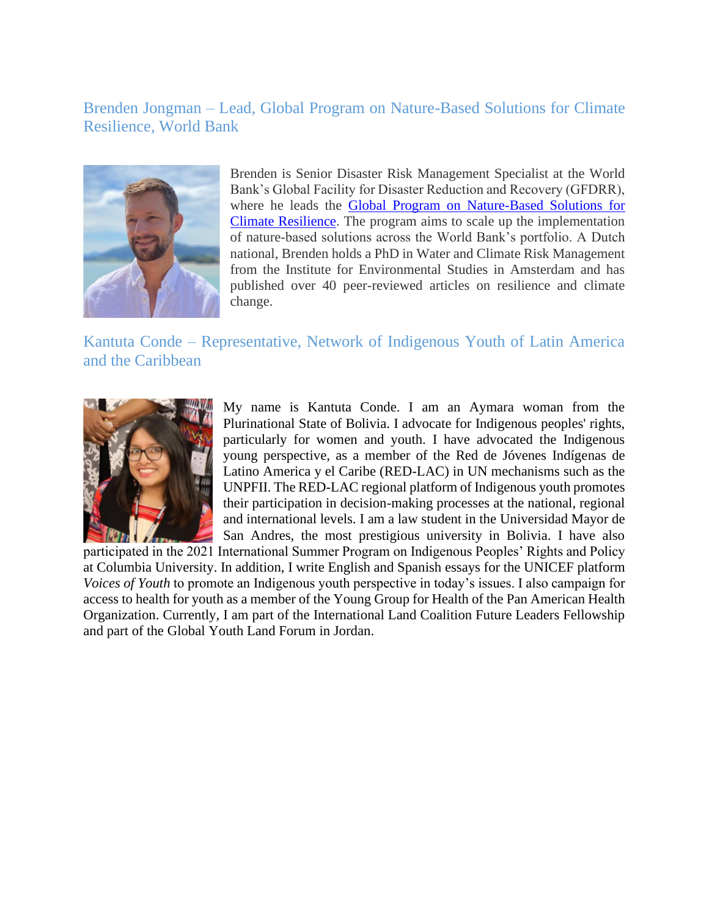## Brenden Jongman – Lead, Global Program on Nature-Based Solutions for Climate Resilience, World Bank

Brenden is Senior Disaster Risk Management Specialist at the World Bank's Global Facility for Disaster Reduction and Recovery (GFDRR), where he leads the Global Program on Nature-Based Solutions for Climate Resilience. The program aims to scale up the implementation of nature-based solutions across the World Bank's portfolio. A Dutch national, Brenden holds a PhD in Water and Climate Risk Management from the Institute for Environmental Studies in Amsterdam and has published over 40 peer-reviewed articles on resilience and climate change.

## Kantuta Conde – Representative, Network of Indigenous Youth of Latin America and the Caribbean

My name is Kantuta Conde. I am an Aymara woman from the Plurinational State of Bolivia. I advocate for Indigenous peoples' rights, particularly for women and youth. I have advocated the Indigenous young perspective, as a member of the Red de Jóvenes Indígenas de Latino America y el Caribe (RED-LAC) in UN mechanisms such as the UNPFII. The RED-LAC regional platform of Indigenous youth promotes their participation in decision-making processes at the national, regional and international levels. I am a law student in the Universidad Mayor de San Andres, the most prestigious university in Bolivia. I have also participated in the 2021 International Summer Program on Indigenous Peoples' Rights and Policy at Columbia University. In addition, I write English and Spanish essays for the UNICEF platform *Voices of Youth* to promote an Indigenous youth perspective in today's issues. I also campaign for access to health for youth as a member of the Young Group for Health of the Pan American Health Organization. Currently, I am part of the International Land Coalition Future Leaders Fellowship and part of the Global Youth Land Forum in Jordan.